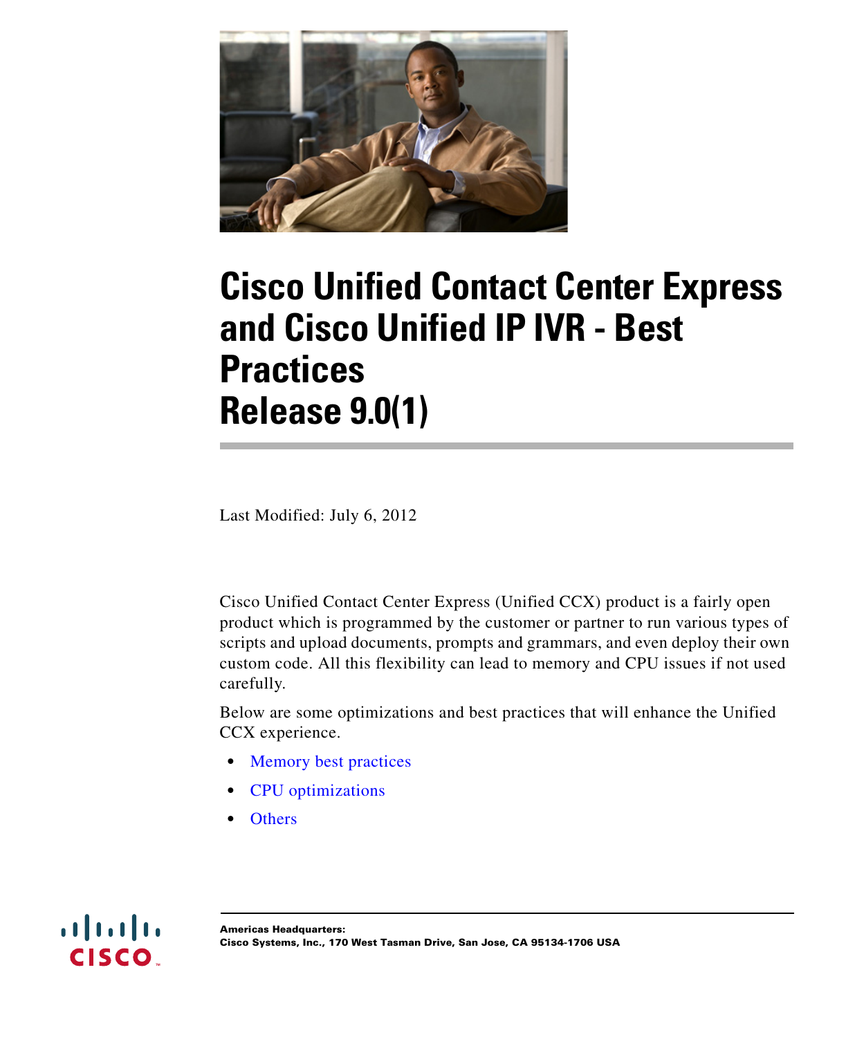# Cisco Unified Contact Center Express and Cisco Unified IP IVR - Best Practices
# Release 9.0(1)

Last Modified: July 6, 2012

Cisco Unified Contact Center Express (Unified CCX) product is a fairly open product which is programmed by the customer or partner to run various types of scripts and upload documents, prompts and grammars, and even deploy their own custom code. All this flexibility can lead to memory and CPU issues if not used carefully.

Below are some optimizations and best practices that will enhance the Unified CCX experience.

- Memory best practices
- CPU optimizations
- Others

**Americas Headquarters:**
**Cisco Systems, Inc., 170 West Tasman Drive, San Jose, CA 95134-1706 USA**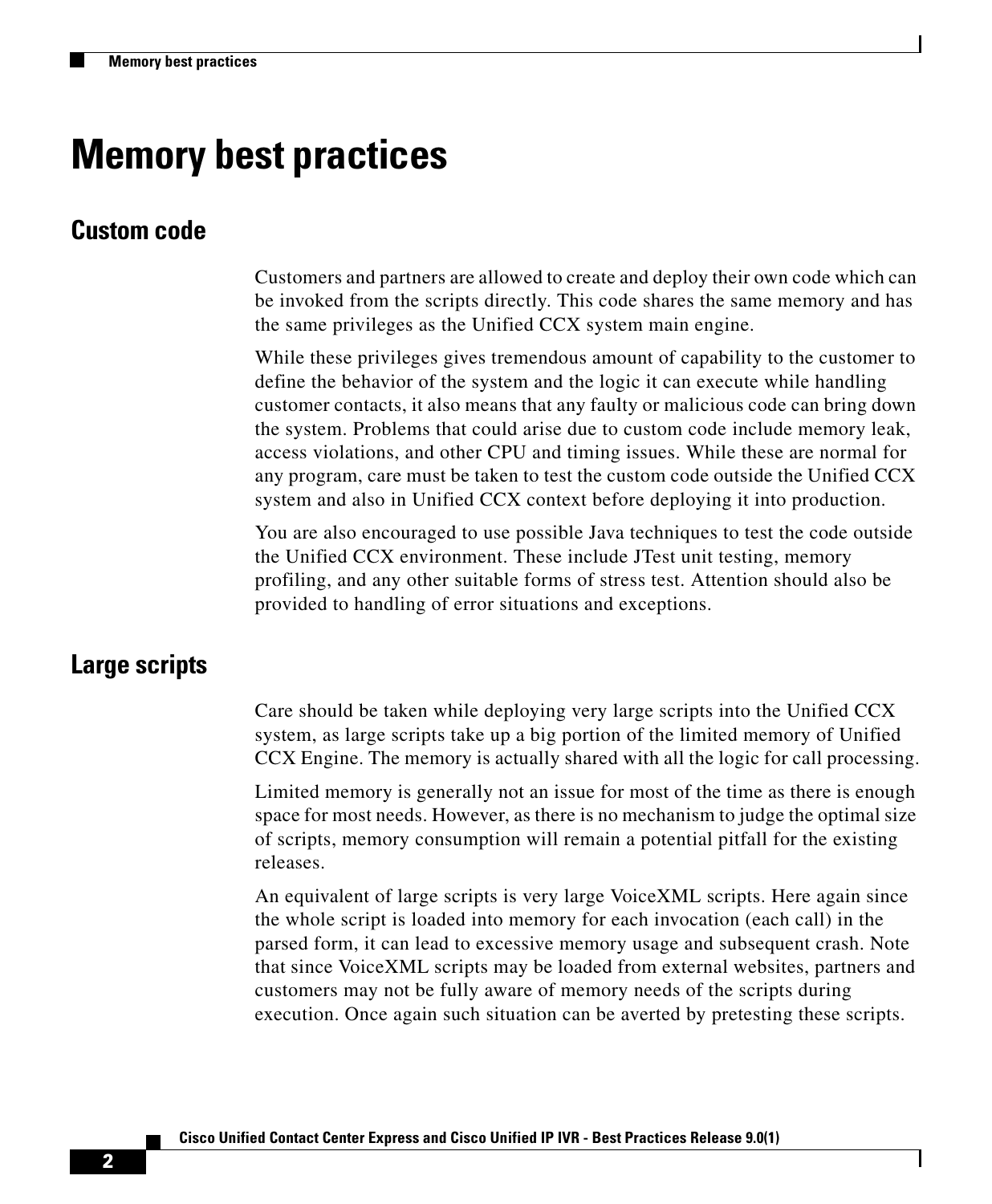# Memory best practices

## Custom code

Customers and partners are allowed to create and deploy their own code which can be invoked from the scripts directly. This code shares the same memory and has the same privileges as the Unified CCX system main engine.

While these privileges gives tremendous amount of capability to the customer to define the behavior of the system and the logic it can execute while handling customer contacts, it also means that any faulty or malicious code can bring down the system. Problems that could arise due to custom code include memory leak, access violations, and other CPU and timing issues. While these are normal for any program, care must be taken to test the custom code outside the Unified CCX system and also in Unified CCX context before deploying it into production.

You are also encouraged to use possible Java techniques to test the code outside the Unified CCX environment. These include JTest unit testing, memory profiling, and any other suitable forms of stress test. Attention should also be provided to handling of error situations and exceptions.

## Large scripts

Care should be taken while deploying very large scripts into the Unified CCX system, as large scripts take up a big portion of the limited memory of Unified CCX Engine. The memory is actually shared with all the logic for call processing.

Limited memory is generally not an issue for most of the time as there is enough space for most needs. However, as there is no mechanism to judge the optimal size of scripts, memory consumption will remain a potential pitfall for the existing releases.

An equivalent of large scripts is very large VoiceXML scripts. Here again since the whole script is loaded into memory for each invocation (each call) in the parsed form, it can lead to excessive memory usage and subsequent crash. Note that since VoiceXML scripts may be loaded from external websites, partners and customers may not be fully aware of memory needs of the scripts during execution. Once again such situation can be averted by pretesting these scripts.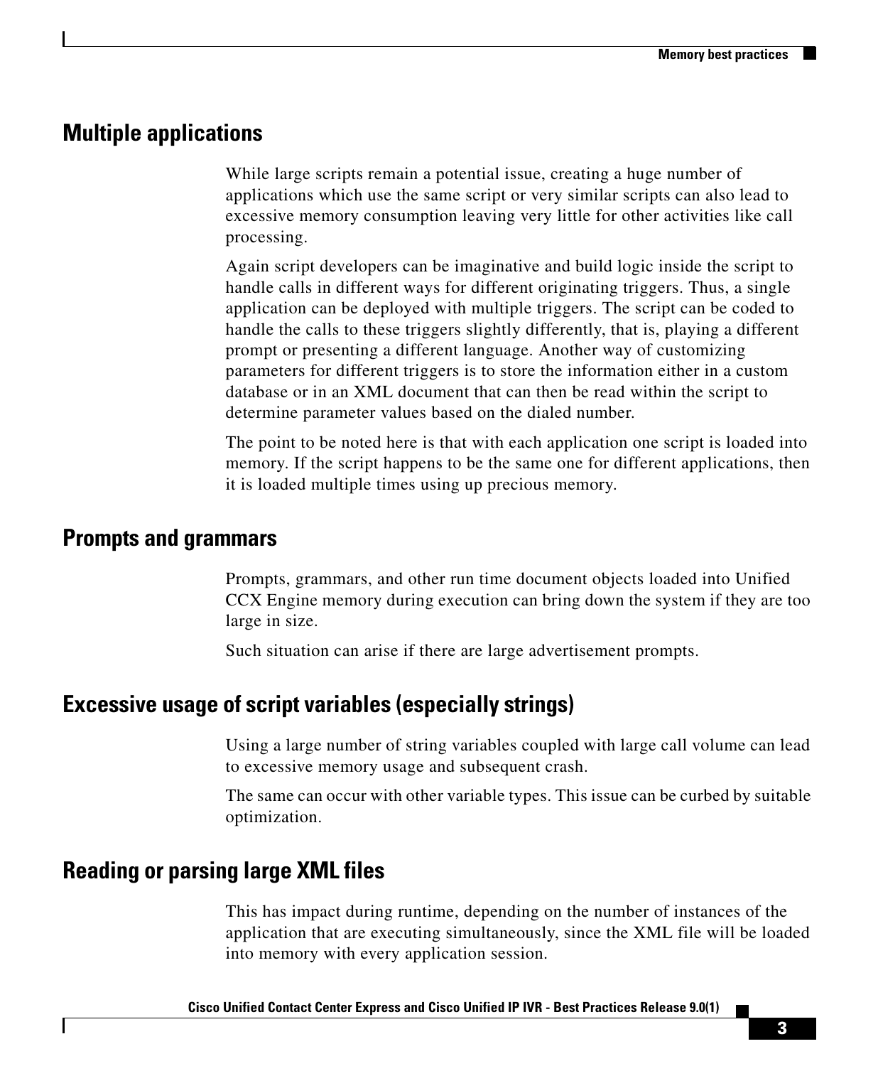## Multiple applications

While large scripts remain a potential issue, creating a huge number of applications which use the same script or very similar scripts can also lead to excessive memory consumption leaving very little for other activities like call processing.

Again script developers can be imaginative and build logic inside the script to handle calls in different ways for different originating triggers. Thus, a single application can be deployed with multiple triggers. The script can be coded to handle the calls to these triggers slightly differently, that is, playing a different prompt or presenting a different language. Another way of customizing parameters for different triggers is to store the information either in a custom database or in an XML document that can then be read within the script to determine parameter values based on the dialed number.

The point to be noted here is that with each application one script is loaded into memory. If the script happens to be the same one for different applications, then it is loaded multiple times using up precious memory.

## Prompts and grammars

Prompts, grammars, and other run time document objects loaded into Unified CCX Engine memory during execution can bring down the system if they are too large in size.

Such situation can arise if there are large advertisement prompts.

## Excessive usage of script variables (especially strings)

Using a large number of string variables coupled with large call volume can lead to excessive memory usage and subsequent crash.

The same can occur with other variable types. This issue can be curbed by suitable optimization.

## Reading or parsing large XML files

This has impact during runtime, depending on the number of instances of the application that are executing simultaneously, since the XML file will be loaded into memory with every application session.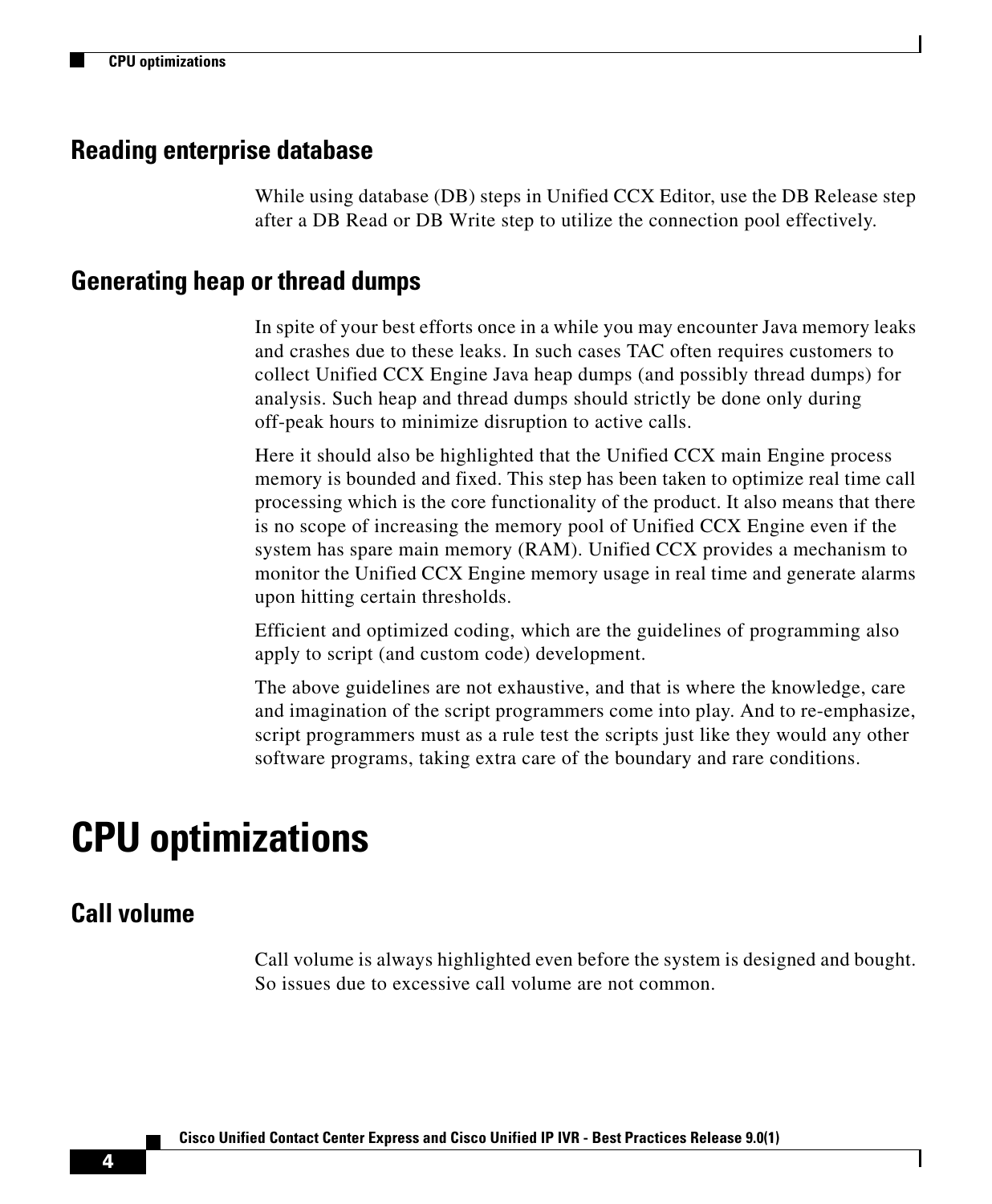## Reading enterprise database

While using database (DB) steps in Unified CCX Editor, use the DB Release step after a DB Read or DB Write step to utilize the connection pool effectively.

## Generating heap or thread dumps

In spite of your best efforts once in a while you may encounter Java memory leaks and crashes due to these leaks. In such cases TAC often requires customers to collect Unified CCX Engine Java heap dumps (and possibly thread dumps) for analysis. Such heap and thread dumps should strictly be done only during off-peak hours to minimize disruption to active calls.

Here it should also be highlighted that the Unified CCX main Engine process memory is bounded and fixed. This step has been taken to optimize real time call processing which is the core functionality of the product. It also means that there is no scope of increasing the memory pool of Unified CCX Engine even if the system has spare main memory (RAM). Unified CCX provides a mechanism to monitor the Unified CCX Engine memory usage in real time and generate alarms upon hitting certain thresholds.

Efficient and optimized coding, which are the guidelines of programming also apply to script (and custom code) development.

The above guidelines are not exhaustive, and that is where the knowledge, care and imagination of the script programmers come into play. And to re-emphasize, script programmers must as a rule test the scripts just like they would any other software programs, taking extra care of the boundary and rare conditions.

# CPU optimizations

## Call volume

Call volume is always highlighted even before the system is designed and bought. So issues due to excessive call volume are not common.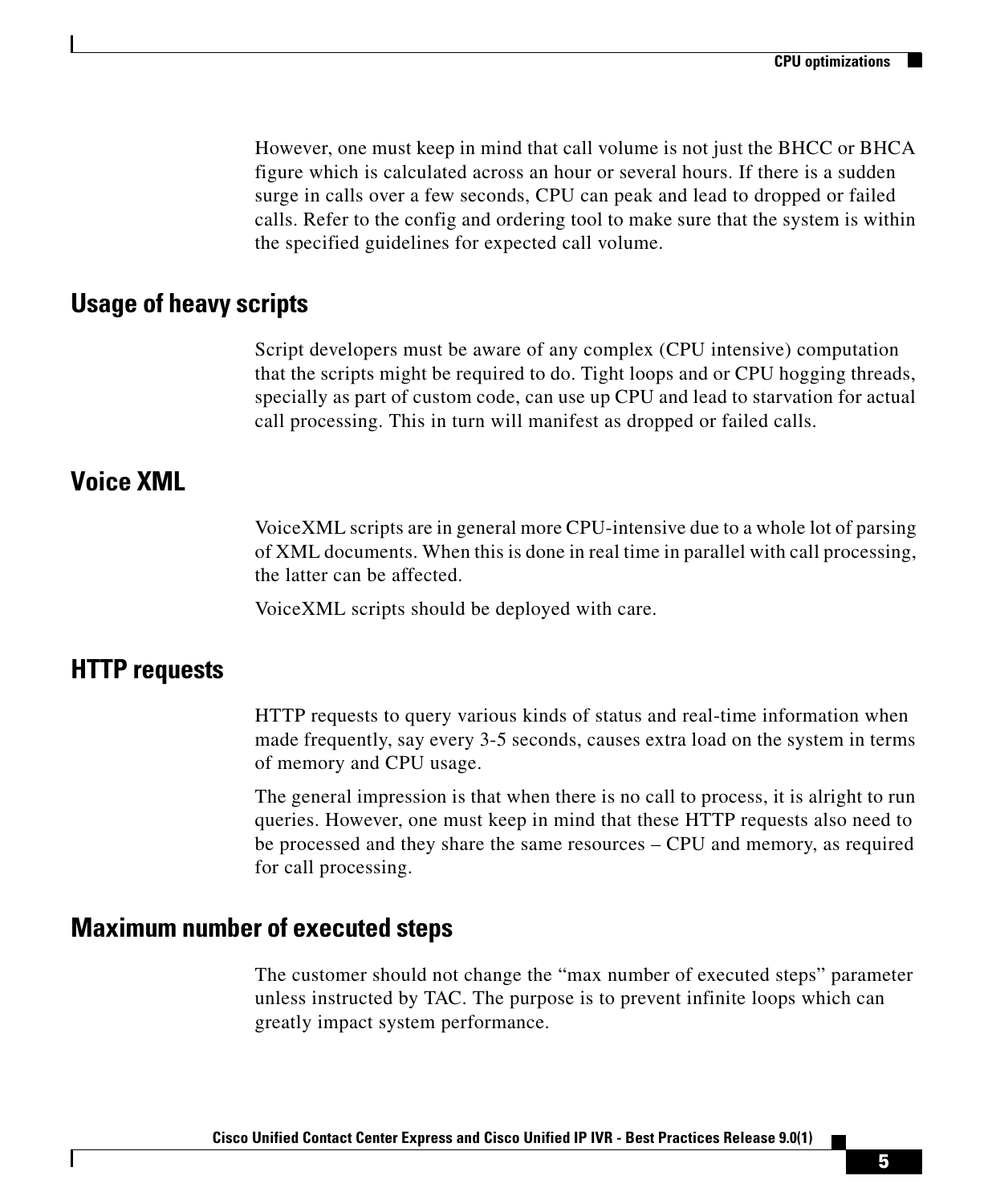However, one must keep in mind that call volume is not just the BHCC or BHCA figure which is calculated across an hour or several hours. If there is a sudden surge in calls over a few seconds, CPU can peak and lead to dropped or failed calls. Refer to the config and ordering tool to make sure that the system is within the specified guidelines for expected call volume.

## Usage of heavy scripts

Script developers must be aware of any complex (CPU intensive) computation that the scripts might be required to do. Tight loops and or CPU hogging threads, specially as part of custom code, can use up CPU and lead to starvation for actual call processing. This in turn will manifest as dropped or failed calls.

## Voice XML

VoiceXML scripts are in general more CPU-intensive due to a whole lot of parsing of XML documents. When this is done in real time in parallel with call processing, the latter can be affected.

VoiceXML scripts should be deployed with care.

## HTTP requests

HTTP requests to query various kinds of status and real-time information when made frequently, say every 3-5 seconds, causes extra load on the system in terms of memory and CPU usage.

The general impression is that when there is no call to process, it is alright to run queries. However, one must keep in mind that these HTTP requests also need to be processed and they share the same resources – CPU and memory, as required for call processing.

## Maximum number of executed steps

The customer should not change the "max number of executed steps" parameter unless instructed by TAC. The purpose is to prevent infinite loops which can greatly impact system performance.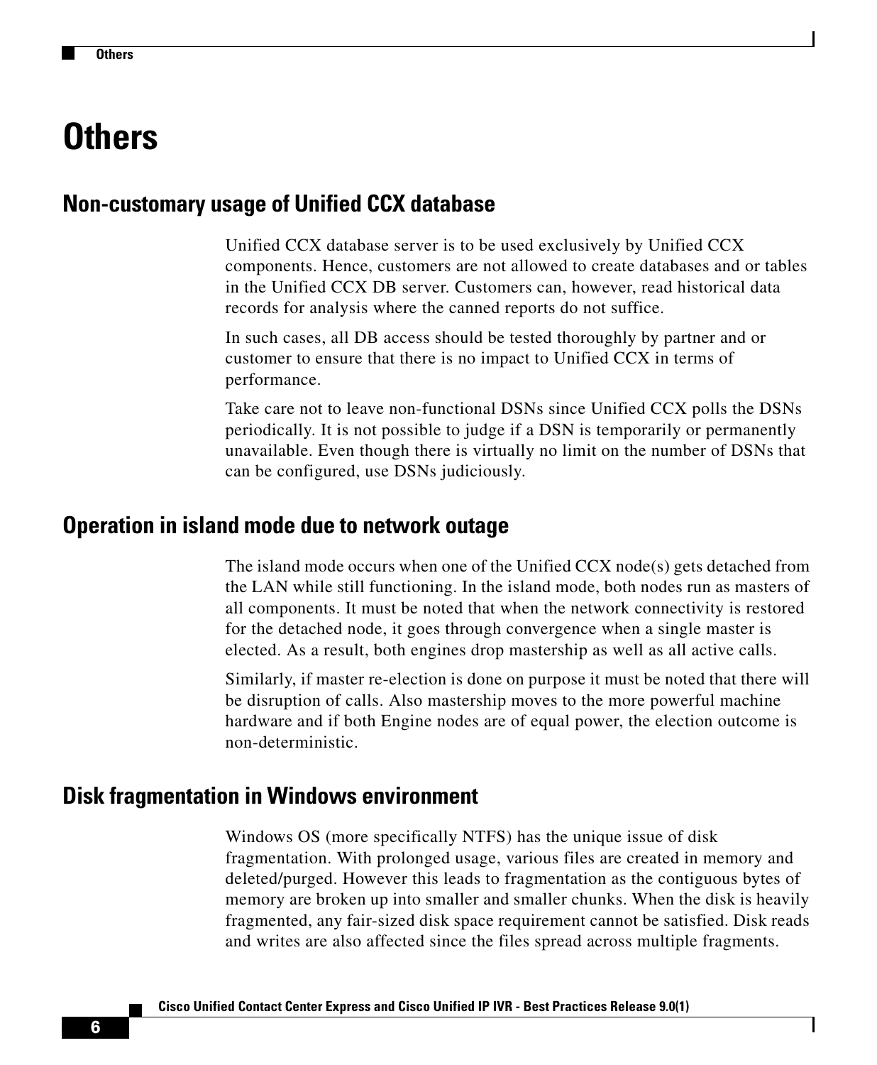# Others

## Non-customary usage of Unified CCX database

Unified CCX database server is to be used exclusively by Unified CCX components. Hence, customers are not allowed to create databases and or tables in the Unified CCX DB server. Customers can, however, read historical data records for analysis where the canned reports do not suffice.

In such cases, all DB access should be tested thoroughly by partner and or customer to ensure that there is no impact to Unified CCX in terms of performance.

Take care not to leave non-functional DSNs since Unified CCX polls the DSNs periodically. It is not possible to judge if a DSN is temporarily or permanently unavailable. Even though there is virtually no limit on the number of DSNs that can be configured, use DSNs judiciously.

## Operation in island mode due to network outage

The island mode occurs when one of the Unified CCX node(s) gets detached from the LAN while still functioning. In the island mode, both nodes run as masters of all components. It must be noted that when the network connectivity is restored for the detached node, it goes through convergence when a single master is elected. As a result, both engines drop mastership as well as all active calls.

Similarly, if master re-election is done on purpose it must be noted that there will be disruption of calls. Also mastership moves to the more powerful machine hardware and if both Engine nodes are of equal power, the election outcome is non-deterministic.

## Disk fragmentation in Windows environment

Windows OS (more specifically NTFS) has the unique issue of disk fragmentation. With prolonged usage, various files are created in memory and deleted/purged. However this leads to fragmentation as the contiguous bytes of memory are broken up into smaller and smaller chunks. When the disk is heavily fragmented, any fair-sized disk space requirement cannot be satisfied. Disk reads and writes are also affected since the files spread across multiple fragments.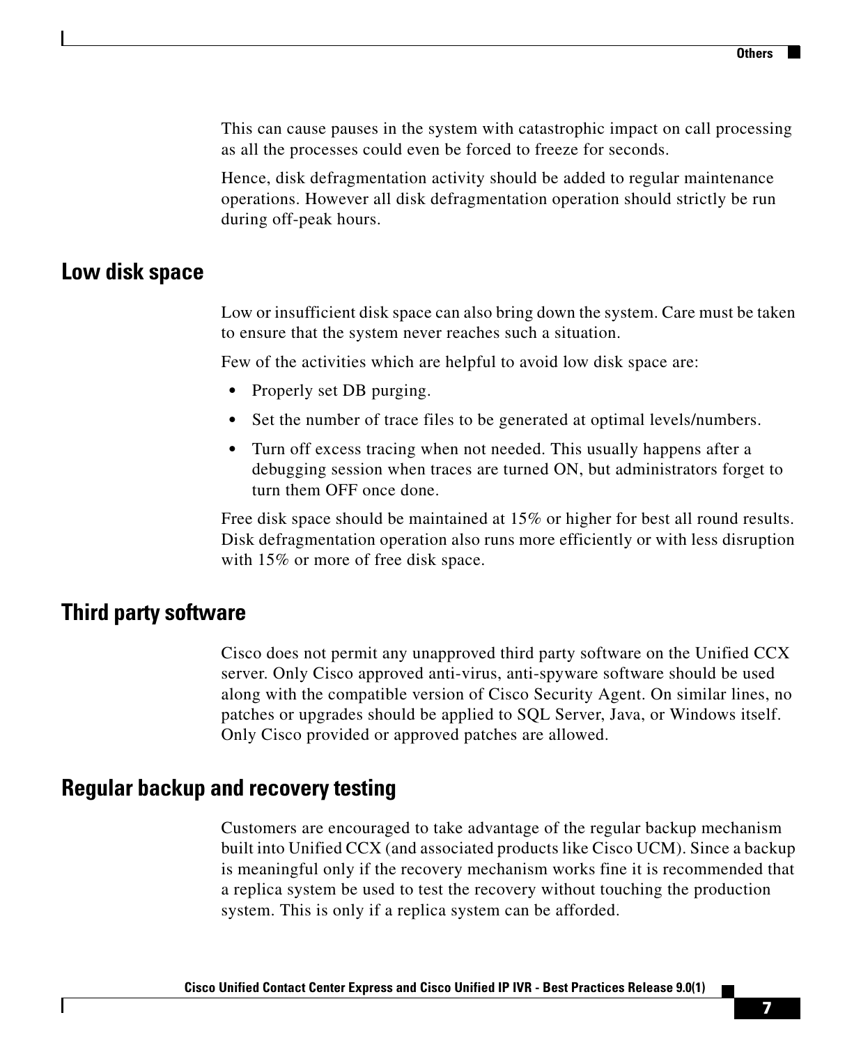This can cause pauses in the system with catastrophic impact on call processing as all the processes could even be forced to freeze for seconds.

Hence, disk defragmentation activity should be added to regular maintenance operations. However all disk defragmentation operation should strictly be run during off-peak hours.

## Low disk space

Low or insufficient disk space can also bring down the system. Care must be taken to ensure that the system never reaches such a situation.

Few of the activities which are helpful to avoid low disk space are:

- Properly set DB purging.
- Set the number of trace files to be generated at optimal levels/numbers.
- Turn off excess tracing when not needed. This usually happens after a debugging session when traces are turned ON, but administrators forget to turn them OFF once done.

Free disk space should be maintained at 15% or higher for best all round results. Disk defragmentation operation also runs more efficiently or with less disruption with 15% or more of free disk space.

## Third party software

Cisco does not permit any unapproved third party software on the Unified CCX server. Only Cisco approved anti-virus, anti-spyware software should be used along with the compatible version of Cisco Security Agent. On similar lines, no patches or upgrades should be applied to SQL Server, Java, or Windows itself. Only Cisco provided or approved patches are allowed.

## Regular backup and recovery testing

Customers are encouraged to take advantage of the regular backup mechanism built into Unified CCX (and associated products like Cisco UCM). Since a backup is meaningful only if the recovery mechanism works fine it is recommended that a replica system be used to test the recovery without touching the production system. This is only if a replica system can be afforded.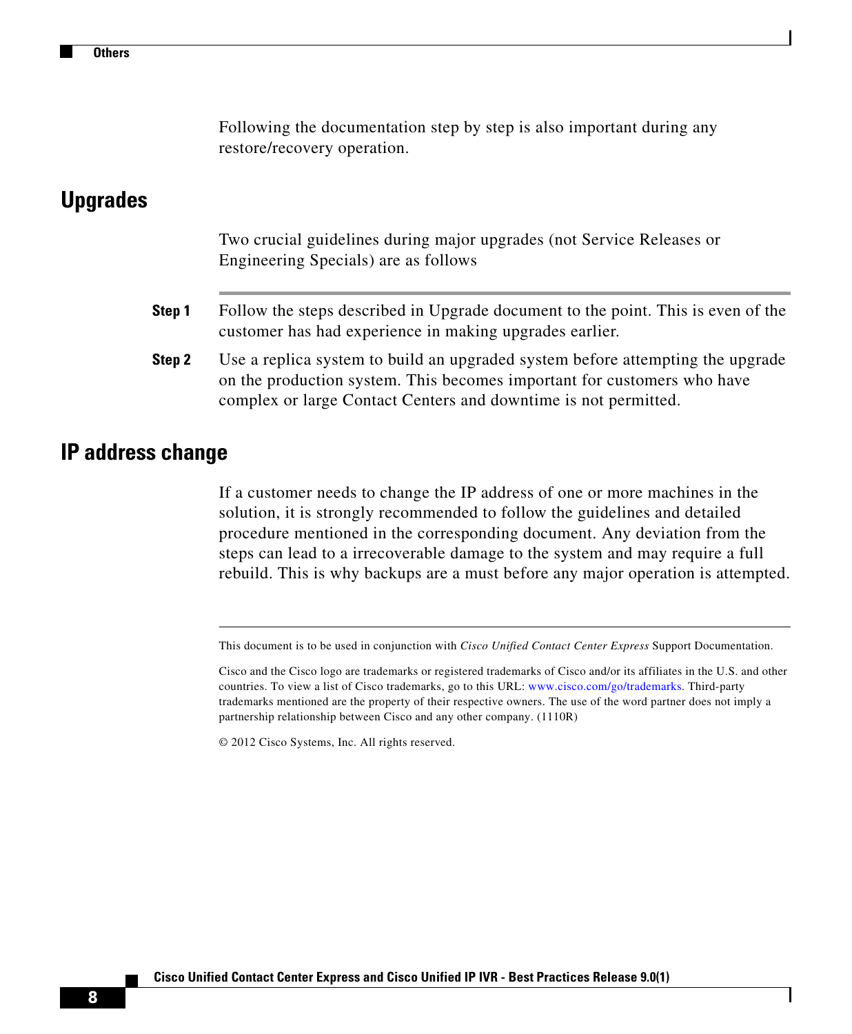Following the documentation step by step is also important during any restore/recovery operation.

## Upgrades

Two crucial guidelines during major upgrades (not Service Releases or Engineering Specials) are as follows

**Step 1** Follow the steps described in Upgrade document to the point. This is even of the customer has had experience in making upgrades earlier.

**Step 2** Use a replica system to build an upgraded system before attempting the upgrade on the production system. This becomes important for customers who have complex or large Contact Centers and downtime is not permitted.

## IP address change

If a customer needs to change the IP address of one or more machines in the solution, it is strongly recommended to follow the guidelines and detailed procedure mentioned in the corresponding document. Any deviation from the steps can lead to a irrecoverable damage to the system and may require a full rebuild. This is why backups are a must before any major operation is attempted.

---

This document is to be used in conjunction with *Cisco Unified Contact Center Express* Support Documentation.

Cisco and the Cisco logo are trademarks or registered trademarks of Cisco and/or its affiliates in the U.S. and other countries. To view a list of Cisco trademarks, go to this URL: www.cisco.com/go/trademarks. Third-party trademarks mentioned are the property of their respective owners. The use of the word partner does not imply a partnership relationship between Cisco and any other company. (1110R)

© 2012 Cisco Systems, Inc. All rights reserved.